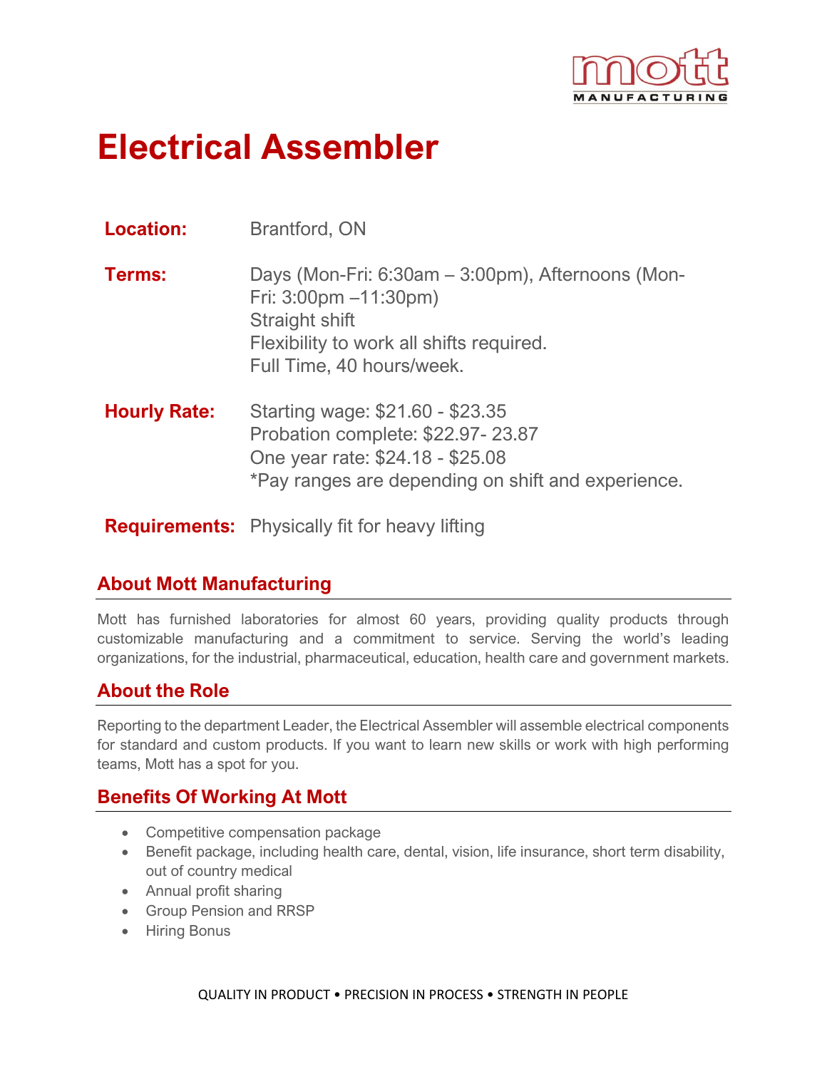# Electrical Assembler

**Location:** Brantford, ON

**Terms:** Days (Mon-Fri: 6:30am – 3:00pm), Afternoons (Mon-Fri: 3:00pm –11:30pm)
Straight shift
Flexibility to work all shifts required.
Full Time, 40 hours/week.

**Hourly Rate:** Starting wage: $21.60 - $23.35
Probation complete: $22.97- 23.87
One year rate: $24.18 - $25.08
*Pay ranges are depending on shift and experience.

**Requirements:** Physically fit for heavy lifting

## About Mott Manufacturing

Mott has furnished laboratories for almost 60 years, providing quality products through customizable manufacturing and a commitment to service. Serving the world's leading organizations, for the industrial, pharmaceutical, education, health care and government markets.

## About the Role

Reporting to the department Leader, the Electrical Assembler will assemble electrical components for standard and custom products. If you want to learn new skills or work with high performing teams, Mott has a spot for you.

## Benefits Of Working At Mott

- Competitive compensation package
- Benefit package, including health care, dental, vision, life insurance, short term disability, out of country medical
- Annual profit sharing
- Group Pension and RRSP
- Hiring Bonus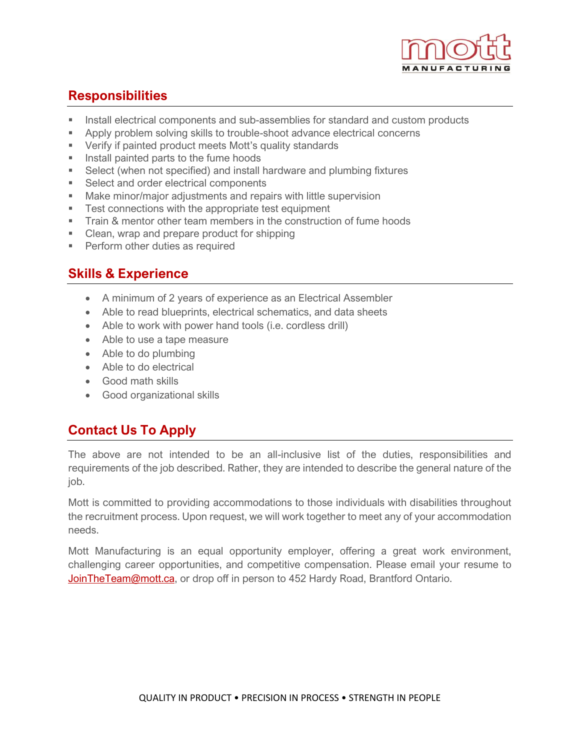## Responsibilities

- Install electrical components and sub-assemblies for standard and custom products
- Apply problem solving skills to trouble-shoot advance electrical concerns
- Verify if painted product meets Mott's quality standards
- Install painted parts to the fume hoods
- Select (when not specified) and install hardware and plumbing fixtures
- Select and order electrical components
- Make minor/major adjustments and repairs with little supervision
- Test connections with the appropriate test equipment
- Train & mentor other team members in the construction of fume hoods
- Clean, wrap and prepare product for shipping
- Perform other duties as required

## Skills & Experience

- A minimum of 2 years of experience as an Electrical Assembler
- Able to read blueprints, electrical schematics, and data sheets
- Able to work with power hand tools (i.e. cordless drill)
- Able to use a tape measure
- Able to do plumbing
- Able to do electrical
- Good math skills
- Good organizational skills

## Contact Us To Apply

The above are not intended to be an all-inclusive list of the duties, responsibilities and requirements of the job described. Rather, they are intended to describe the general nature of the job.

Mott is committed to providing accommodations to those individuals with disabilities throughout the recruitment process. Upon request, we will work together to meet any of your accommodation needs.

Mott Manufacturing is an equal opportunity employer, offering a great work environment, challenging career opportunities, and competitive compensation. Please email your resume to JoinTheTeam@mott.ca, or drop off in person to 452 Hardy Road, Brantford Ontario.

QUALITY IN PRODUCT • PRECISION IN PROCESS • STRENGTH IN PEOPLE